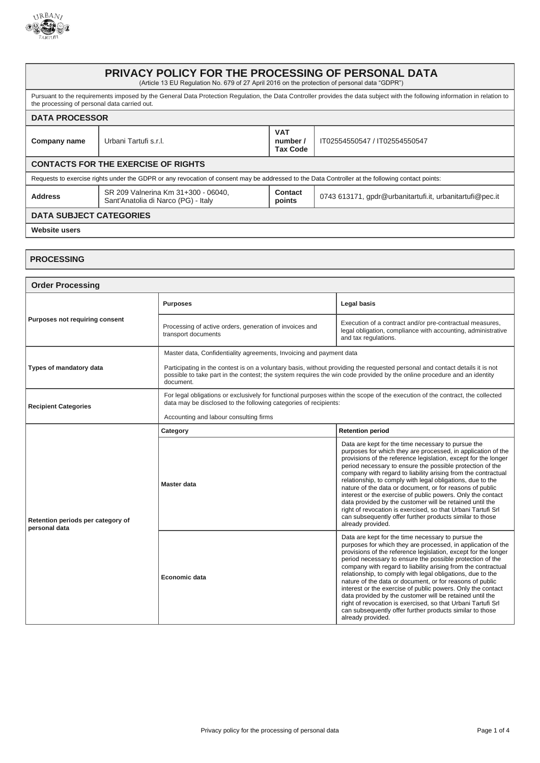# PRIVACY POLICY FOR THE PROCESSING OF PERSONAL DATA

(Article 13 EU Regulation No. 679 of 27 April 2016 on the protection of personal data "GDPR")

Pursuant to the requirements imposed by the General Data Protection Regulation, the Data Controller provides the data subject with the following information in relation to the processing of personal data carried out.

## DATA PROCESSOR

| Company name | Urbani Tartufi s.r.l. | VAT number / Tax Code | IT02554550547 / IT02554550547 |
|---|---|---|---|

## CONTACTS FOR THE EXERCISE OF RIGHTS

Requests to exercise rights under the GDPR or any revocation of consent may be addressed to the Data Controller at the following contact points:

| Address | SR 209 Valnerina Km 31+300 - 06040, Sant'Anatolia di Narco (PG) - Italy | Contact points | 0743 613171, gpdr@urbanitartufi.it, urbanitartufi@pec.it |
|---|---|---|---|

## DATA SUBJECT CATEGORIES

**Website users**

## PROCESSING

### Order Processing

| | | |
|---|---|---|
| **Purposes not requiring consent** | **Purposes** | **Legal basis** |
| | Processing of active orders, generation of invoices and transport documents | Execution of a contract and/or pre-contractual measures, legal obligation, compliance with accounting, administrative and tax regulations. |
| **Types of mandatory data** | Master data, Confidentiality agreements, Invoicing and payment data<br><br>Participating in the contest is on a voluntary basis, without providing the requested personal and contact details it is not possible to take part in the contest; the system requires the win code provided by the online procedure and an identity document. | |
| **Recipient Categories** | For legal obligations or exclusively for functional purposes within the scope of the execution of the contract, the collected data may be disclosed to the following categories of recipients:<br><br>Accounting and labour consulting firms | |
| **Retention periods per category of personal data** | **Category** | **Retention period** |
| | **Master data** | Data are kept for the time necessary to pursue the purposes for which they are processed, in application of the provisions of the reference legislation, except for the longer period necessary to ensure the possible protection of the company with regard to liability arising from the contractual relationship, to comply with legal obligations, due to the nature of the data or document, or for reasons of public interest or the exercise of public powers. Only the contact data provided by the customer will be retained until the right of revocation is exercised, so that Urbani Tartufi Srl can subsequently offer further products similar to those already provided. |
| | **Economic data** | Data are kept for the time necessary to pursue the purposes for which they are processed, in application of the provisions of the reference legislation, except for the longer period necessary to ensure the possible protection of the company with regard to liability arising from the contractual relationship, to comply with legal obligations, due to the nature of the data or document, or for reasons of public interest or the exercise of public powers. Only the contact data provided by the customer will be retained until the right of revocation is exercised, so that Urbani Tartufi Srl can subsequently offer further products similar to those already provided. |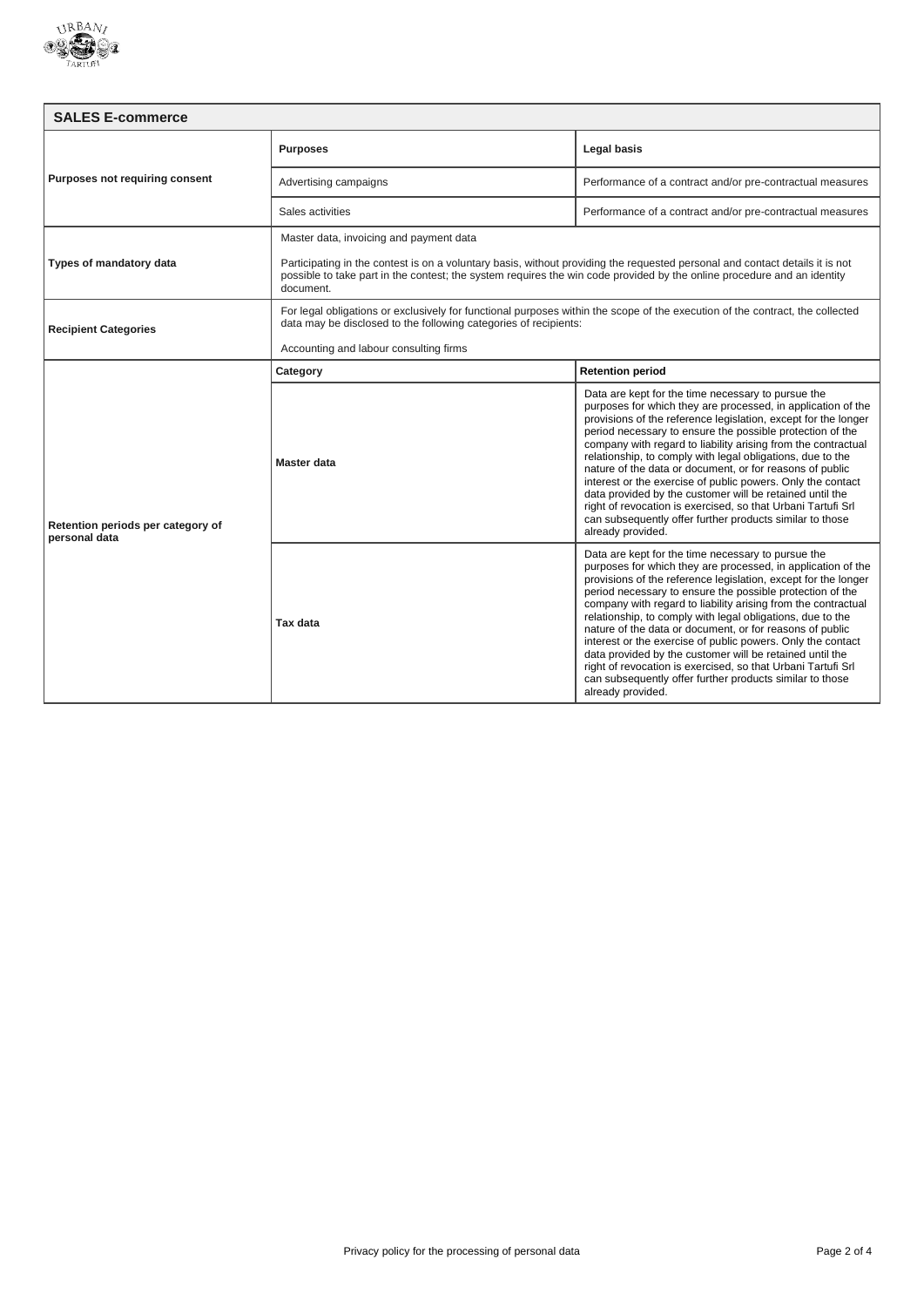| SALES E-commerce | | |
|---|---|---|
| **Purposes not requiring consent** | **Purposes** | **Legal basis** |
| | Advertising campaigns | Performance of a contract and/or pre-contractual measures |
| | Sales activities | Performance of a contract and/or pre-contractual measures |
| **Types of mandatory data** | Master data, invoicing and payment data<br><br>Participating in the contest is on a voluntary basis, without providing the requested personal and contact details it is not possible to take part in the contest; the system requires the win code provided by the online procedure and an identity document. | |
| **Recipient Categories** | For legal obligations or exclusively for functional purposes within the scope of the execution of the contract, the collected data may be disclosed to the following categories of recipients:<br><br>Accounting and labour consulting firms | |
| **Retention periods per category of personal data** | **Category** | **Retention period** |
| | **Master data** | Data are kept for the time necessary to pursue the purposes for which they are processed, in application of the provisions of the reference legislation, except for the longer period necessary to ensure the possible protection of the company with regard to liability arising from the contractual relationship, to comply with legal obligations, due to the nature of the data or document, or for reasons of public interest or the exercise of public powers. Only the contact data provided by the customer will be retained until the right of revocation is exercised, so that Urbani Tartufi Srl can subsequently offer further products similar to those already provided. |
| | **Tax data** | Data are kept for the time necessary to pursue the purposes for which they are processed, in application of the provisions of the reference legislation, except for the longer period necessary to ensure the possible protection of the company with regard to liability arising from the contractual relationship, to comply with legal obligations, due to the nature of the data or document, or for reasons of public interest or the exercise of public powers. Only the contact data provided by the customer will be retained until the right of revocation is exercised, so that Urbani Tartufi Srl can subsequently offer further products similar to those already provided. |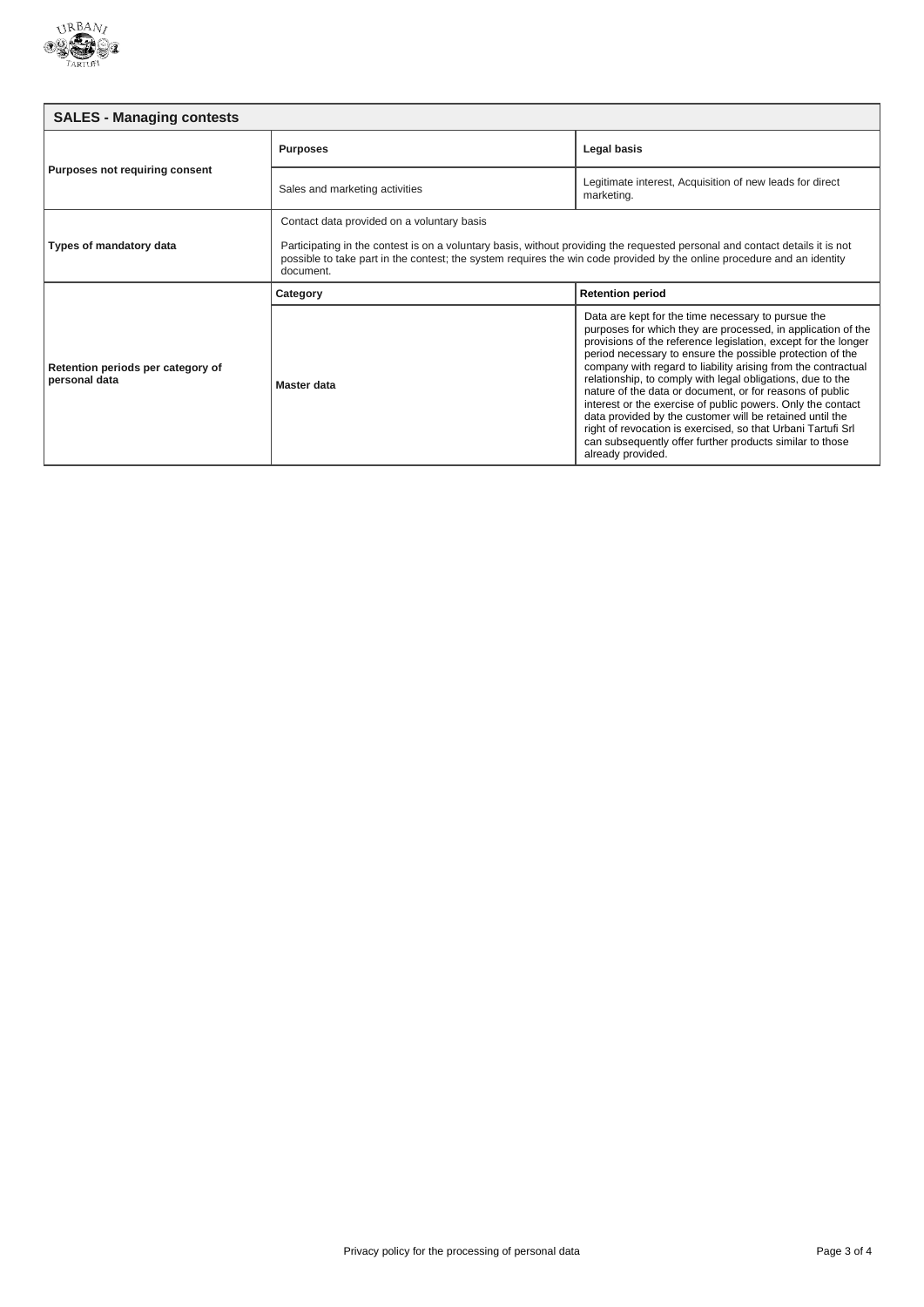| SALES - Managing contests | | |
|---|---|---|
| **Purposes not requiring consent** | **Purposes** | **Legal basis** |
| | Sales and marketing activities | Legitimate interest, Acquisition of new leads for direct marketing. |
| **Types of mandatory data** | Contact data provided on a voluntary basis<br><br>Participating in the contest is on a voluntary basis, without providing the requested personal and contact details it is not possible to take part in the contest; the system requires the win code provided by the online procedure and an identity document. | |
| **Retention periods per category of personal data** | **Category** | **Retention period** |
| | **Master data** | Data are kept for the time necessary to pursue the purposes for which they are processed, in application of the provisions of the reference legislation, except for the longer period necessary to ensure the possible protection of the company with regard to liability arising from the contractual relationship, to comply with legal obligations, due to the nature of the data or document, or for reasons of public interest or the exercise of public powers. Only the contact data provided by the customer will be retained until the right of revocation is exercised, so that Urbani Tartufi Srl can subsequently offer further products similar to those already provided. |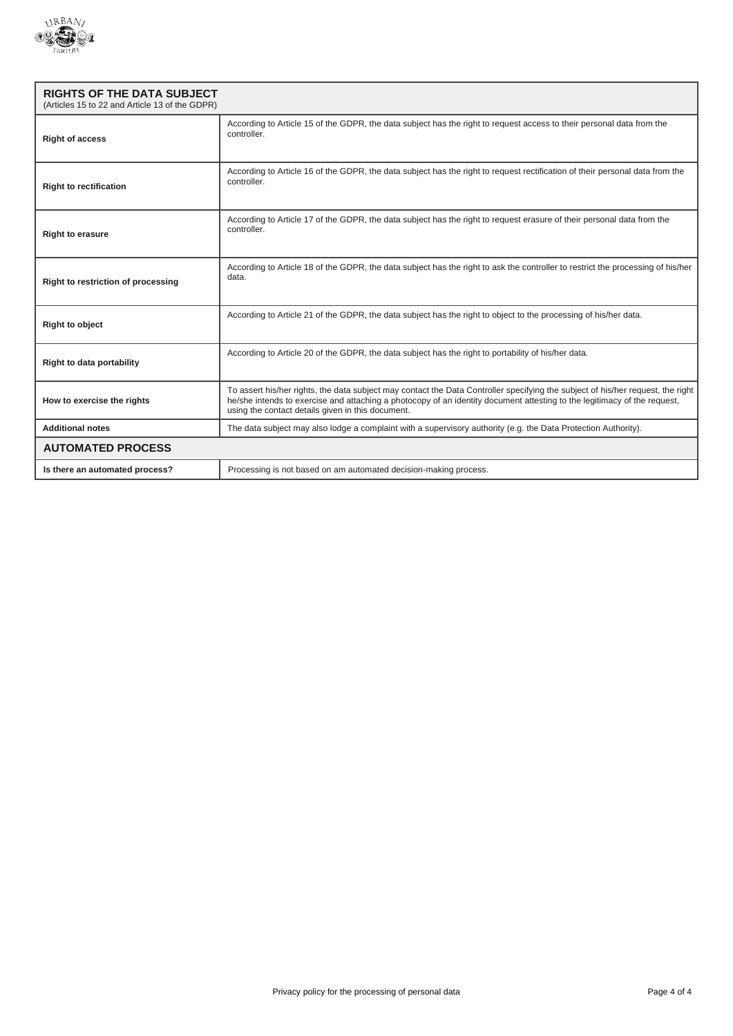| **RIGHTS OF THE DATA SUBJECT** (Articles 15 to 22 and Article 13 of the GDPR) | |
|---|---|
| **Right of access** | According to Article 15 of the GDPR, the data subject has the right to request access to their personal data from the controller. |
| **Right to rectification** | According to Article 16 of the GDPR, the data subject has the right to request rectification of their personal data from the controller. |
| **Right to erasure** | According to Article 17 of the GDPR, the data subject has the right to request erasure of their personal data from the controller. |
| **Right to restriction of processing** | According to Article 18 of the GDPR, the data subject has the right to ask the controller to restrict the processing of his/her data. |
| **Right to object** | According to Article 21 of the GDPR, the data subject has the right to object to the processing of his/her data. |
| **Right to data portability** | According to Article 20 of the GDPR, the data subject has the right to portability of his/her data. |
| **How to exercise the rights** | To assert his/her rights, the data subject may contact the Data Controller specifying the subject of his/her request, the right he/she intends to exercise and attaching a photocopy of an identity document attesting to the legitimacy of the request, using the contact details given in this document. |
| **Additional notes** | The data subject may also lodge a complaint with a supervisory authority (e.g. the Data Protection Authority). |

| **AUTOMATED PROCESS** | |
|---|---|
| **Is there an automated process?** | Processing is not based on am automated decision-making process. |